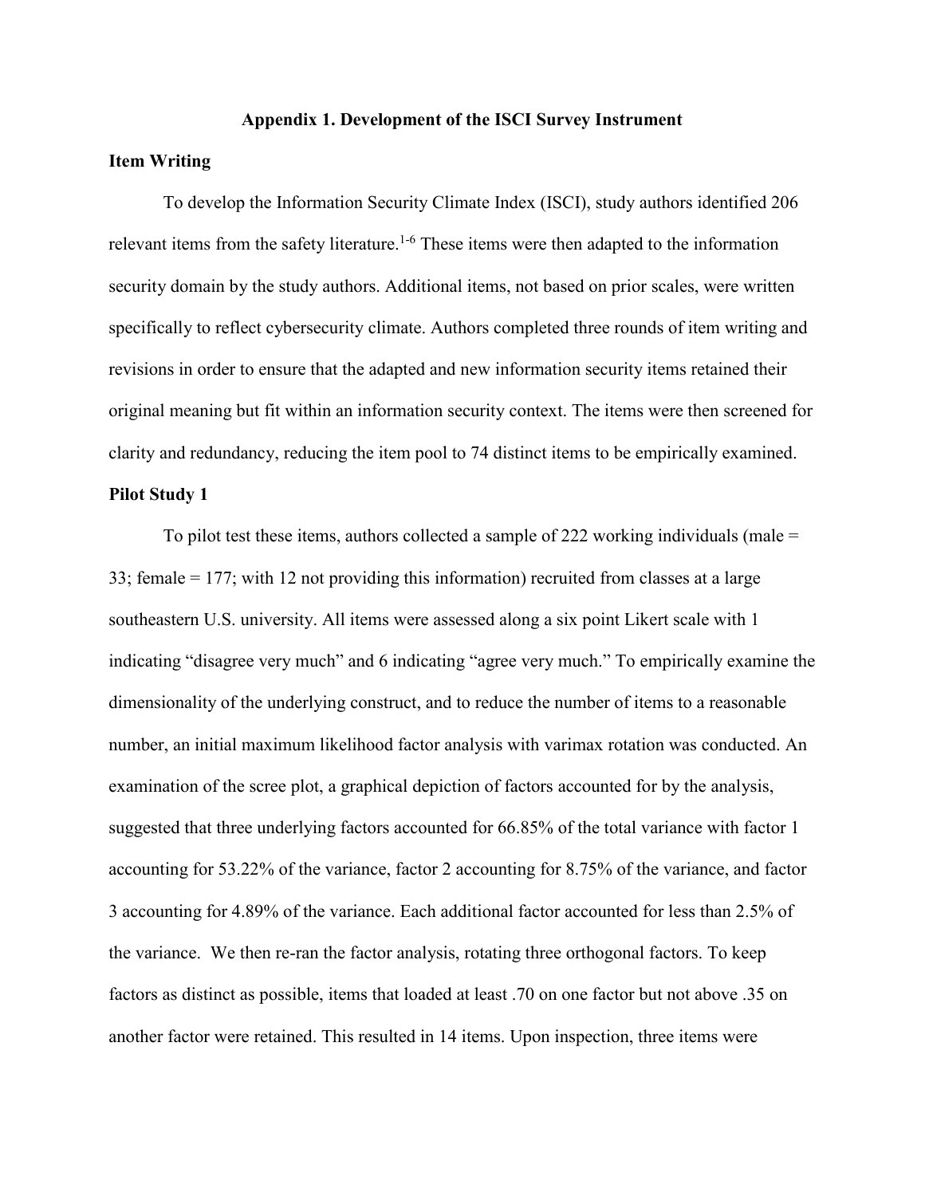# Appendix 1. Development of the ISCI Survey Instrument

## Item Writing

To develop the Information Security Climate Index (ISCI), study authors identified 206 relevant items from the safety literature.[1-6] These items were then adapted to the information security domain by the study authors. Additional items, not based on prior scales, were written specifically to reflect cybersecurity climate. Authors completed three rounds of item writing and revisions in order to ensure that the adapted and new information security items retained their original meaning but fit within an information security context. The items were then screened for clarity and redundancy, reducing the item pool to 74 distinct items to be empirically examined.

## Pilot Study 1

To pilot test these items, authors collected a sample of 222 working individuals (male = 33; female = 177; with 12 not providing this information) recruited from classes at a large southeastern U.S. university. All items were assessed along a six point Likert scale with 1 indicating "disagree very much" and 6 indicating "agree very much." To empirically examine the dimensionality of the underlying construct, and to reduce the number of items to a reasonable number, an initial maximum likelihood factor analysis with varimax rotation was conducted. An examination of the scree plot, a graphical depiction of factors accounted for by the analysis, suggested that three underlying factors accounted for 66.85% of the total variance with factor 1 accounting for 53.22% of the variance, factor 2 accounting for 8.75% of the variance, and factor 3 accounting for 4.89% of the variance. Each additional factor accounted for less than 2.5% of the variance. We then re-ran the factor analysis, rotating three orthogonal factors. To keep factors as distinct as possible, items that loaded at least .70 on one factor but not above .35 on another factor were retained. This resulted in 14 items. Upon inspection, three items were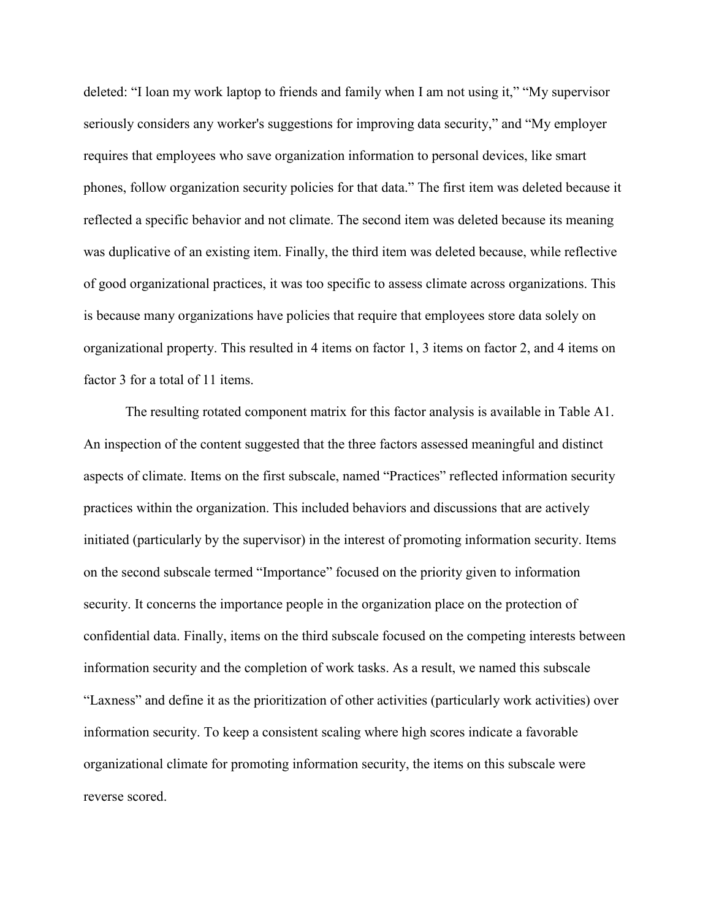deleted: “I loan my work laptop to friends and family when I am not using it,” “My supervisor seriously considers any worker's suggestions for improving data security,” and “My employer requires that employees who save organization information to personal devices, like smart phones, follow organization security policies for that data.” The first item was deleted because it reflected a specific behavior and not climate. The second item was deleted because its meaning was duplicative of an existing item. Finally, the third item was deleted because, while reflective of good organizational practices, it was too specific to assess climate across organizations. This is because many organizations have policies that require that employees store data solely on organizational property. This resulted in 4 items on factor 1, 3 items on factor 2, and 4 items on factor 3 for a total of 11 items.

The resulting rotated component matrix for this factor analysis is available in Table A1. An inspection of the content suggested that the three factors assessed meaningful and distinct aspects of climate. Items on the first subscale, named “Practices” reflected information security practices within the organization. This included behaviors and discussions that are actively initiated (particularly by the supervisor) in the interest of promoting information security. Items on the second subscale termed “Importance” focused on the priority given to information security. It concerns the importance people in the organization place on the protection of confidential data. Finally, items on the third subscale focused on the competing interests between information security and the completion of work tasks. As a result, we named this subscale “Laxness” and define it as the prioritization of other activities (particularly work activities) over information security. To keep a consistent scaling where high scores indicate a favorable organizational climate for promoting information security, the items on this subscale were reverse scored.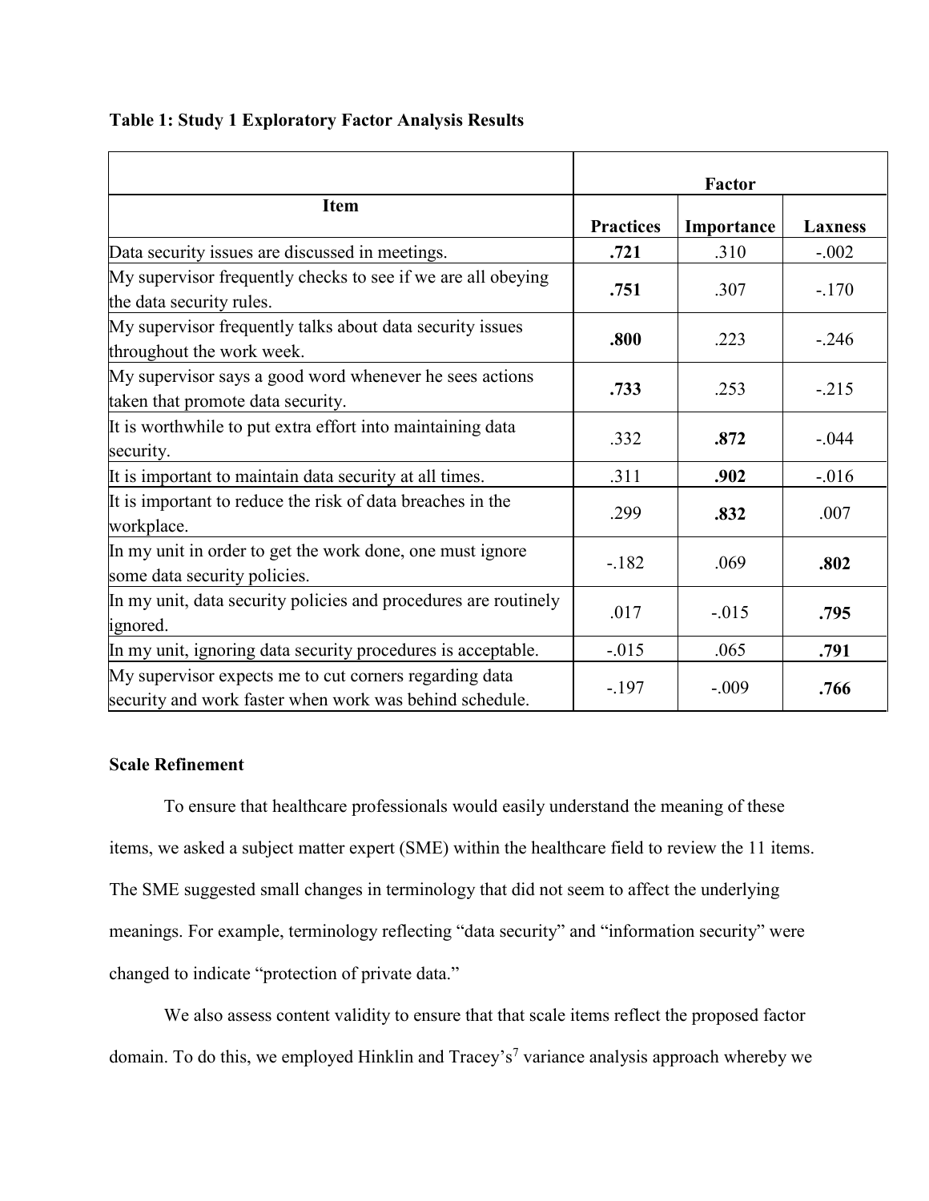**Table 1: Study 1 Exploratory Factor Analysis Results**

| Item | Factor | | |
|---|---|---|---|
| | **Practices** | **Importance** | **Laxness** |
| Data security issues are discussed in meetings. | **.721** | .310 | -.002 |
| My supervisor frequently checks to see if we are all obeying the data security rules. | **.751** | .307 | -.170 |
| My supervisor frequently talks about data security issues throughout the work week. | **.800** | .223 | -.246 |
| My supervisor says a good word whenever he sees actions taken that promote data security. | **.733** | .253 | -.215 |
| It is worthwhile to put extra effort into maintaining data security. | .332 | **.872** | -.044 |
| It is important to maintain data security at all times. | .311 | **.902** | -.016 |
| It is important to reduce the risk of data breaches in the workplace. | .299 | **.832** | .007 |
| In my unit in order to get the work done, one must ignore some data security policies. | -.182 | .069 | **.802** |
| In my unit, data security policies and procedures are routinely ignored. | .017 | -.015 | **.795** |
| In my unit, ignoring data security procedures is acceptable. | -.015 | .065 | **.791** |
| My supervisor expects me to cut corners regarding data security and work faster when work was behind schedule. | -.197 | -.009 | **.766** |

**Scale Refinement**

To ensure that healthcare professionals would easily understand the meaning of these items, we asked a subject matter expert (SME) within the healthcare field to review the 11 items. The SME suggested small changes in terminology that did not seem to affect the underlying meanings. For example, terminology reflecting "data security" and "information security" were changed to indicate "protection of private data."

We also assess content validity to ensure that that scale items reflect the proposed factor domain. To do this, we employed Hinklin and Tracey's[7] variance analysis approach whereby we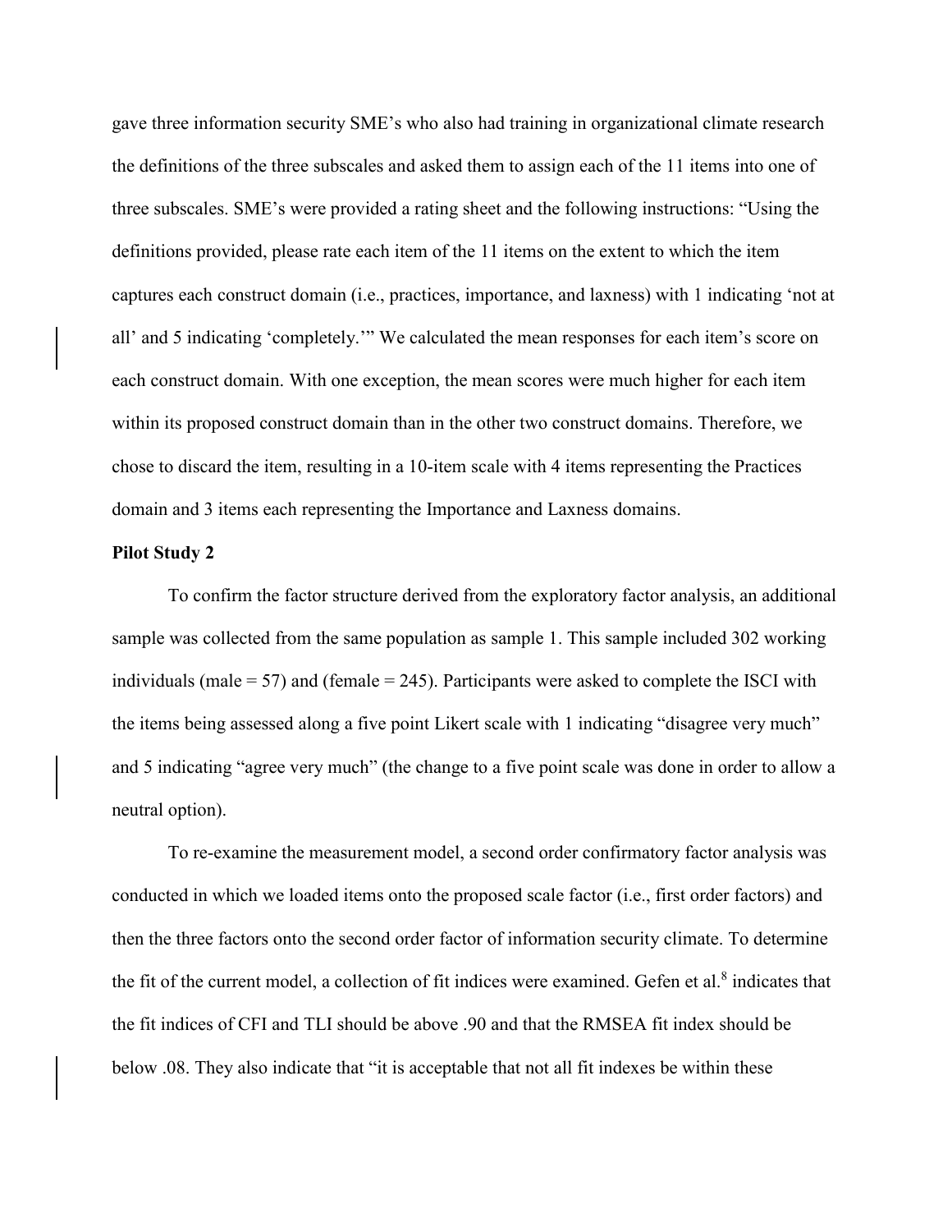gave three information security SME's who also had training in organizational climate research the definitions of the three subscales and asked them to assign each of the 11 items into one of three subscales. SME's were provided a rating sheet and the following instructions: "Using the definitions provided, please rate each item of the 11 items on the extent to which the item captures each construct domain (i.e., practices, importance, and laxness) with 1 indicating 'not at all' and 5 indicating 'completely.'" We calculated the mean responses for each item's score on each construct domain. With one exception, the mean scores were much higher for each item within its proposed construct domain than in the other two construct domains. Therefore, we chose to discard the item, resulting in a 10-item scale with 4 items representing the Practices domain and 3 items each representing the Importance and Laxness domains.

**Pilot Study 2**

To confirm the factor structure derived from the exploratory factor analysis, an additional sample was collected from the same population as sample 1. This sample included 302 working individuals (male = 57) and (female = 245). Participants were asked to complete the ISCI with the items being assessed along a five point Likert scale with 1 indicating "disagree very much" and 5 indicating "agree very much" (the change to a five point scale was done in order to allow a neutral option).

To re-examine the measurement model, a second order confirmatory factor analysis was conducted in which we loaded items onto the proposed scale factor (i.e., first order factors) and then the three factors onto the second order factor of information security climate. To determine the fit of the current model, a collection of fit indices were examined. Gefen et al.[8] indicates that the fit indices of CFI and TLI should be above .90 and that the RMSEA fit index should be below .08. They also indicate that "it is acceptable that not all fit indexes be within these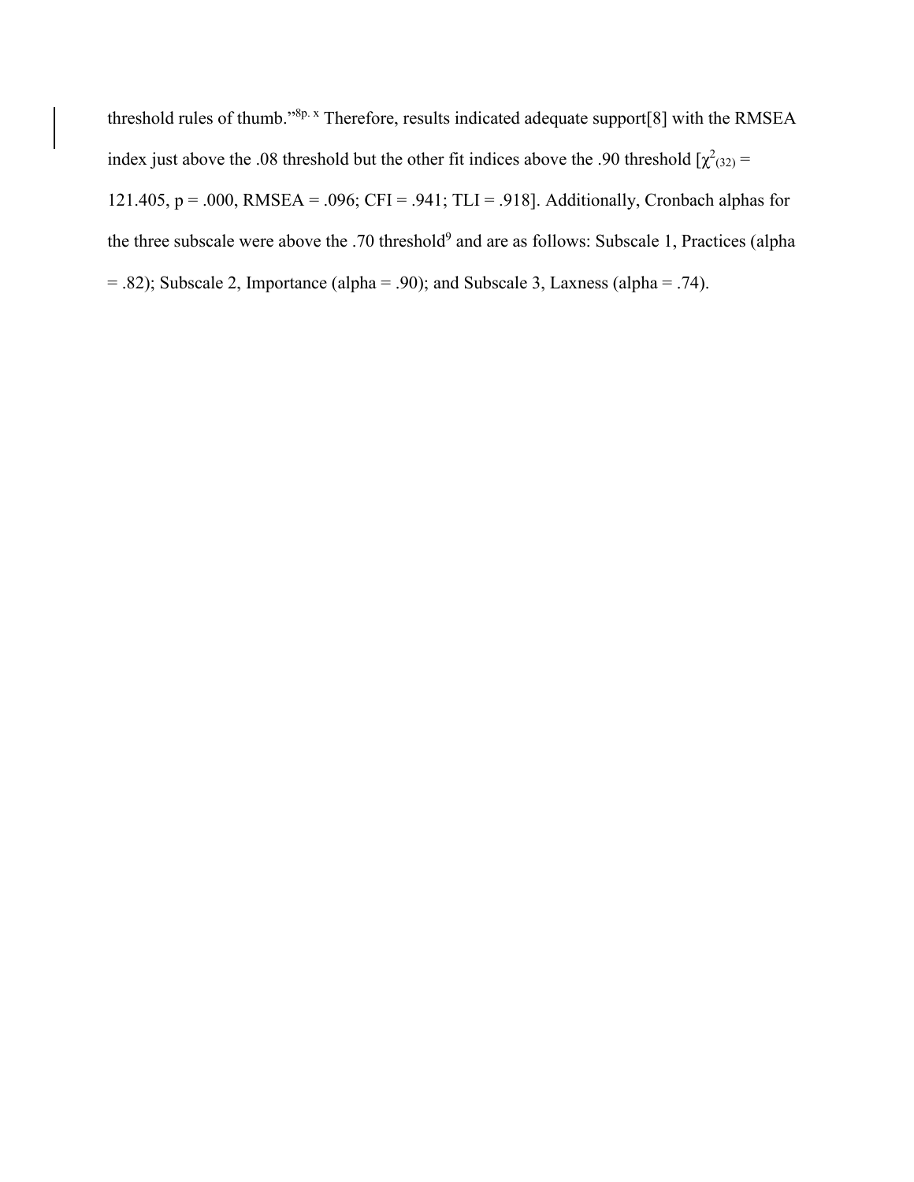threshold rules of thumb."[8p. x] Therefore, results indicated adequate support[8] with the RMSEA index just above the .08 threshold but the other fit indices above the .90 threshold [$\chi^2_{(32)}$ = 121.405, p = .000, RMSEA = .096; CFI = .941; TLI = .918]. Additionally, Cronbach alphas for the three subscale were above the .70 threshold[9] and are as follows: Subscale 1, Practices (alpha = .82); Subscale 2, Importance (alpha = .90); and Subscale 3, Laxness (alpha = .74).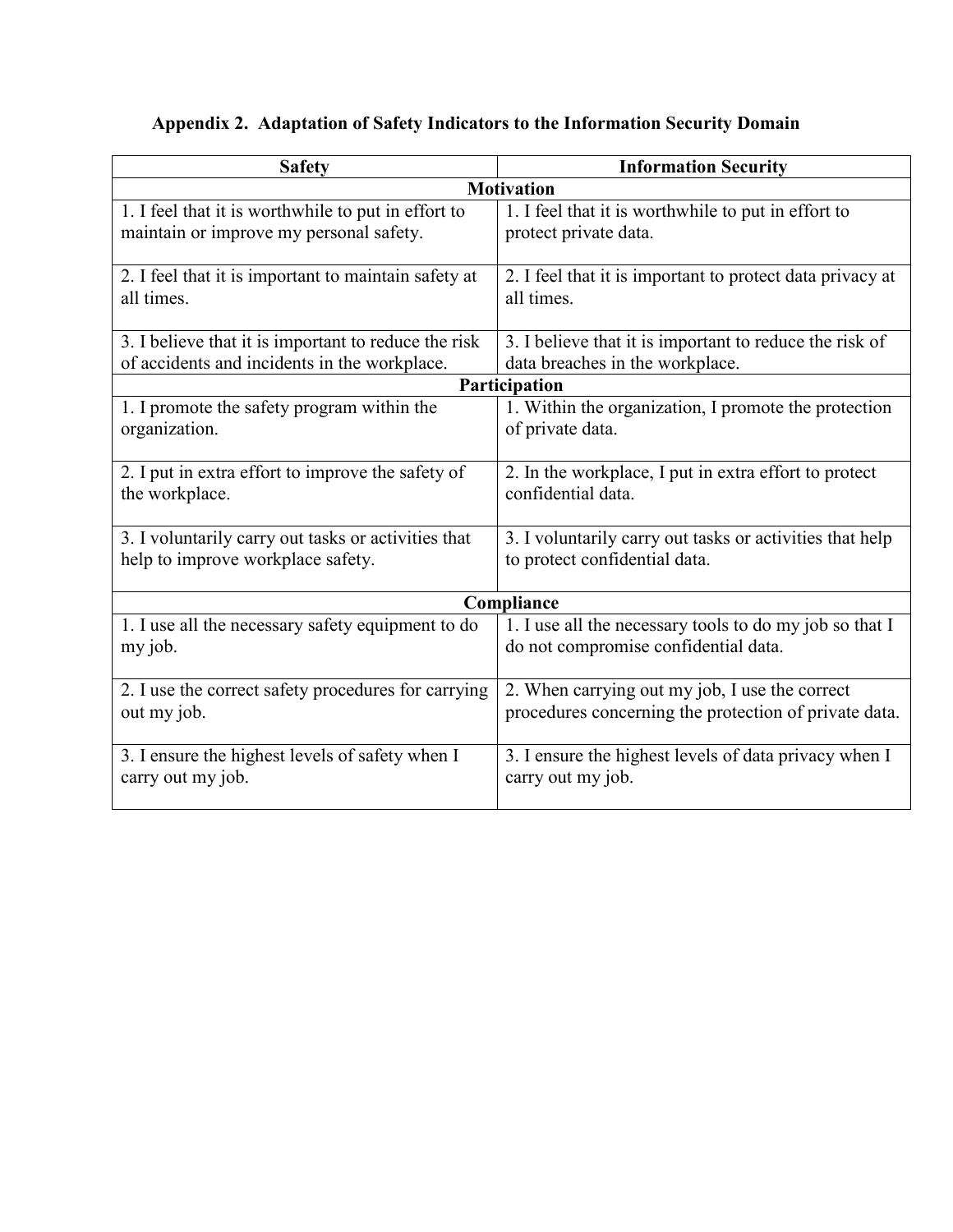### Appendix 2. Adaptation of Safety Indicators to the Information Security Domain

| Safety | Information Security |
|---|---|
| **Motivation** | |
| 1. I feel that it is worthwhile to put in effort to maintain or improve my personal safety. | 1. I feel that it is worthwhile to put in effort to protect private data. |
| 2. I feel that it is important to maintain safety at all times. | 2. I feel that it is important to protect data privacy at all times. |
| 3. I believe that it is important to reduce the risk of accidents and incidents in the workplace. | 3. I believe that it is important to reduce the risk of data breaches in the workplace. |
| **Participation** | |
| 1. I promote the safety program within the organization. | 1. Within the organization, I promote the protection of private data. |
| 2. I put in extra effort to improve the safety of the workplace. | 2. In the workplace, I put in extra effort to protect confidential data. |
| 3. I voluntarily carry out tasks or activities that help to improve workplace safety. | 3. I voluntarily carry out tasks or activities that help to protect confidential data. |
| **Compliance** | |
| 1. I use all the necessary safety equipment to do my job. | 1. I use all the necessary tools to do my job so that I do not compromise confidential data. |
| 2. I use the correct safety procedures for carrying out my job. | 2. When carrying out my job, I use the correct procedures concerning the protection of private data. |
| 3. I ensure the highest levels of safety when I carry out my job. | 3. I ensure the highest levels of data privacy when I carry out my job. |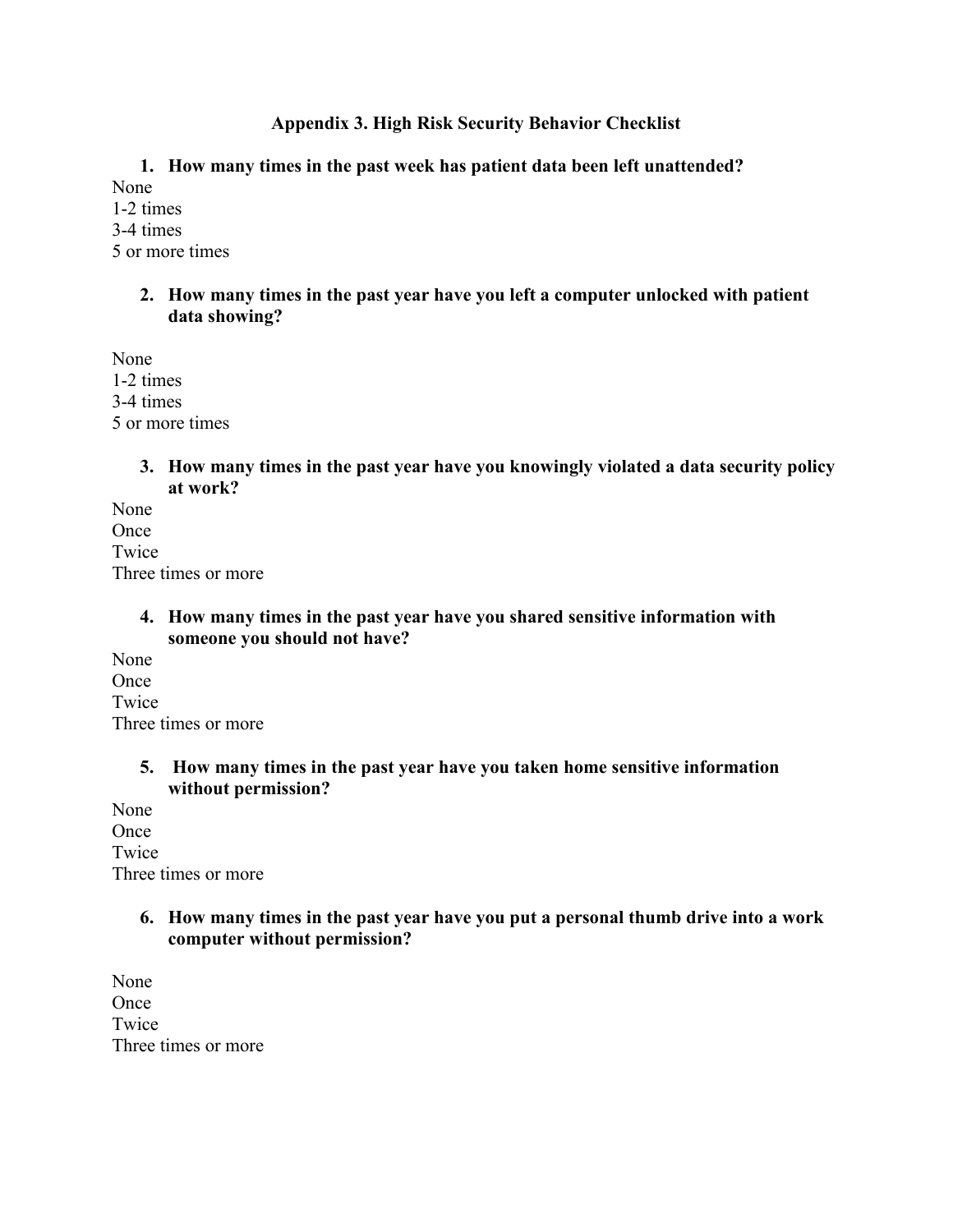## Appendix 3. High Risk Security Behavior Checklist

1. **How many times in the past week has patient data been left unattended?**

None
1-2 times
3-4 times
5 or more times

2. **How many times in the past year have you left a computer unlocked with patient data showing?**

None
1-2 times
3-4 times
5 or more times

3. **How many times in the past year have you knowingly violated a data security policy at work?**

None
Once
Twice
Three times or more

4. **How many times in the past year have you shared sensitive information with someone you should not have?**

None
Once
Twice
Three times or more

5. **How many times in the past year have you taken home sensitive information without permission?**

None
Once
Twice
Three times or more

6. **How many times in the past year have you put a personal thumb drive into a work computer without permission?**

None
Once
Twice
Three times or more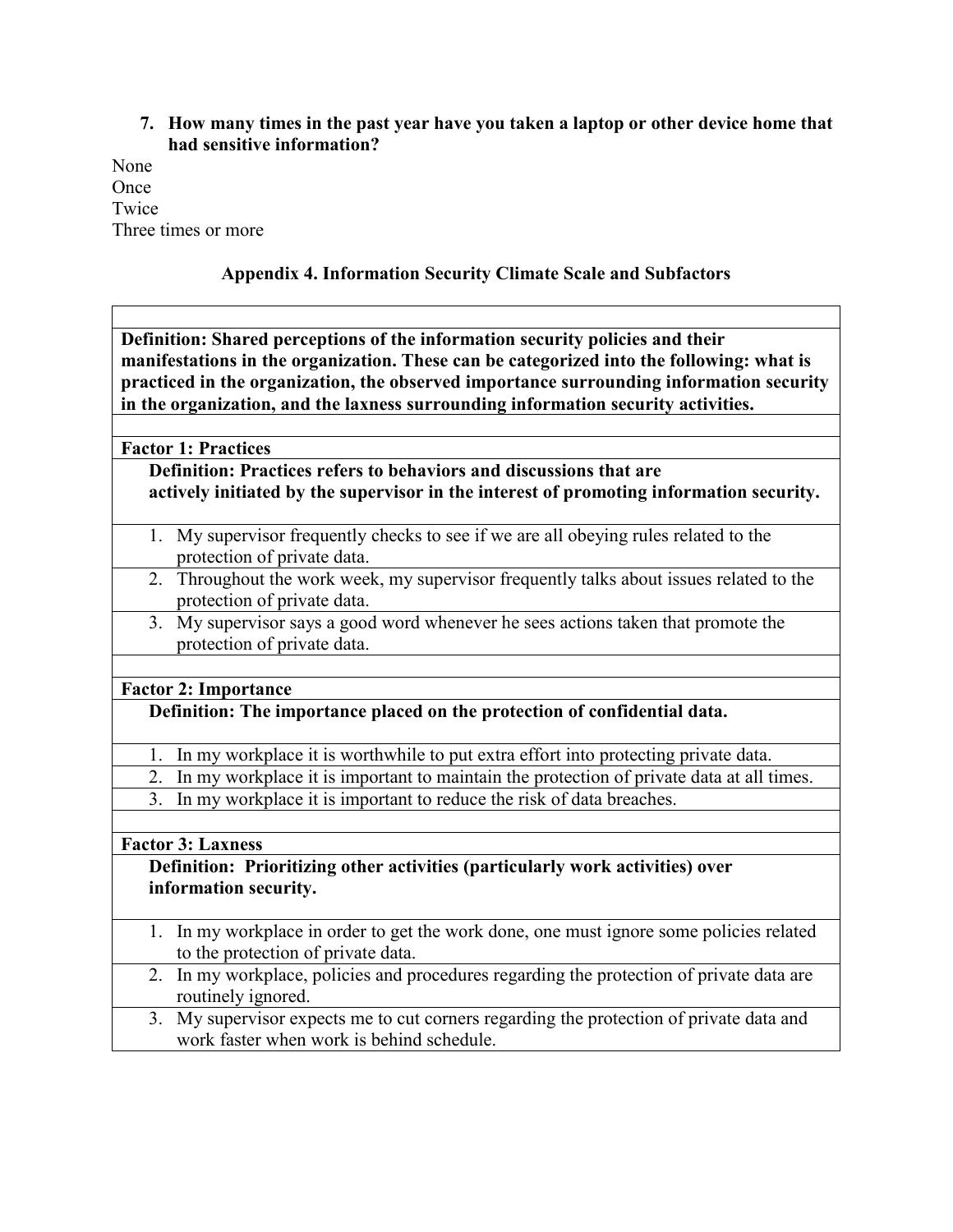7. **How many times in the past year have you taken a laptop or other device home that had sensitive information?**

None
Once
Twice
Three times or more

## Appendix 4. Information Security Climate Scale and Subfactors

| |
|---|
| |
| **Definition: Shared perceptions of the information security policies and their manifestations in the organization. These can be categorized into the following: what is practiced in the organization, the observed importance surrounding information security in the organization, and the laxness surrounding information security activities.** |
| |
| **Factor 1: Practices** |
| **Definition: Practices refers to behaviors and discussions that are actively initiated by the supervisor in the interest of promoting information security.** |
| 1. My supervisor frequently checks to see if we are all obeying rules related to the protection of private data. |
| 2. Throughout the work week, my supervisor frequently talks about issues related to the protection of private data. |
| 3. My supervisor says a good word whenever he sees actions taken that promote the protection of private data. |
| |
| **Factor 2: Importance** |
| **Definition: The importance placed on the protection of confidential data.** |
| 1. In my workplace it is worthwhile to put extra effort into protecting private data. |
| 2. In my workplace it is important to maintain the protection of private data at all times. |
| 3. In my workplace it is important to reduce the risk of data breaches. |
| |
| **Factor 3: Laxness** |
| **Definition: Prioritizing other activities (particularly work activities) over information security.** |
| 1. In my workplace in order to get the work done, one must ignore some policies related to the protection of private data. |
| 2. In my workplace, policies and procedures regarding the protection of private data are routinely ignored. |
| 3. My supervisor expects me to cut corners regarding the protection of private data and work faster when work is behind schedule. |